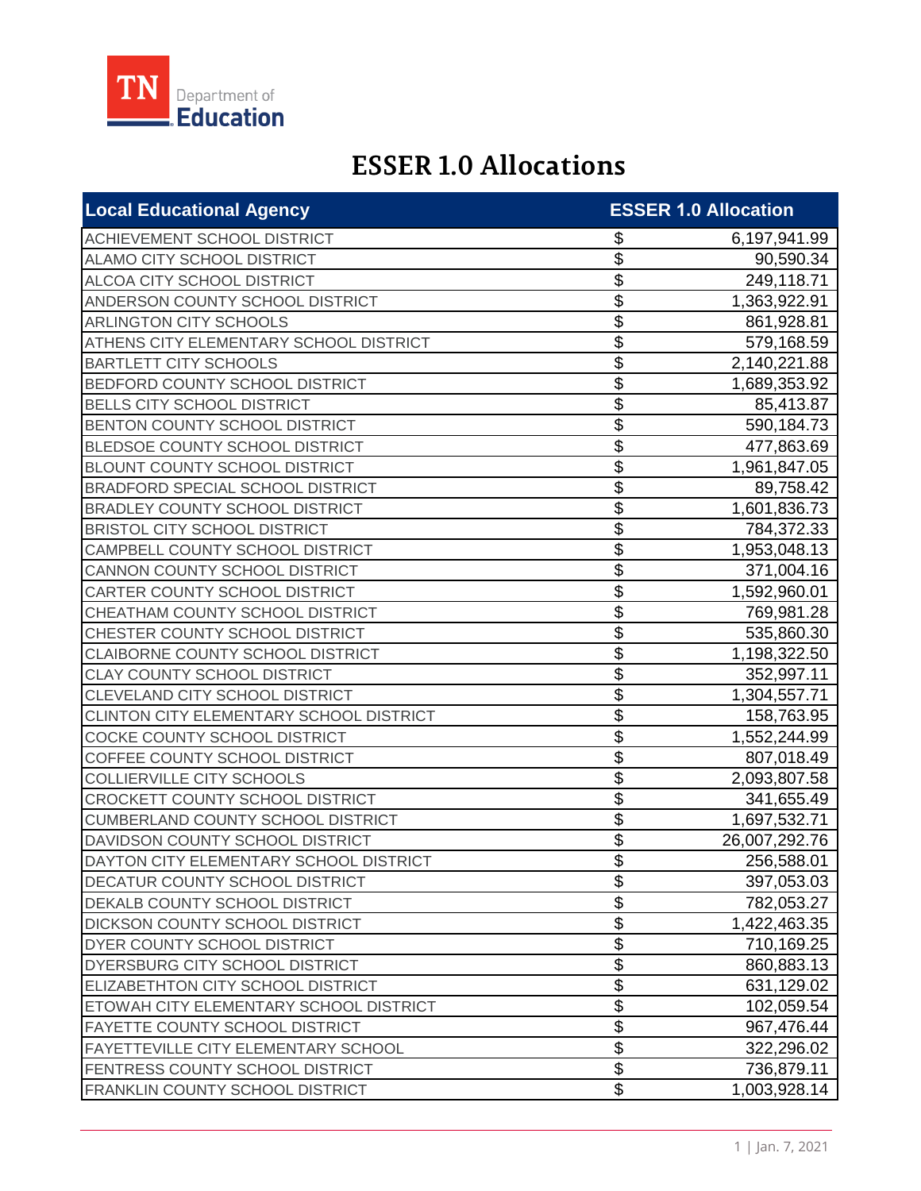TN Department of Education

# ESSER 1.0 Allocations

| Local Educational Agency | ESSER 1.0 Allocation |
|---|---|
| ACHIEVEMENT SCHOOL DISTRICT | $ 6,197,941.99 |
| ALAMO CITY SCHOOL DISTRICT | $ 90,590.34 |
| ALCOA CITY SCHOOL DISTRICT | $ 249,118.71 |
| ANDERSON COUNTY SCHOOL DISTRICT | $ 1,363,922.91 |
| ARLINGTON CITY SCHOOLS | $ 861,928.81 |
| ATHENS CITY ELEMENTARY SCHOOL DISTRICT | $ 579,168.59 |
| BARTLETT CITY SCHOOLS | $ 2,140,221.88 |
| BEDFORD COUNTY SCHOOL DISTRICT | $ 1,689,353.92 |
| BELLS CITY SCHOOL DISTRICT | $ 85,413.87 |
| BENTON COUNTY SCHOOL DISTRICT | $ 590,184.73 |
| BLEDSOE COUNTY SCHOOL DISTRICT | $ 477,863.69 |
| BLOUNT COUNTY SCHOOL DISTRICT | $ 1,961,847.05 |
| BRADFORD SPECIAL SCHOOL DISTRICT | $ 89,758.42 |
| BRADLEY COUNTY SCHOOL DISTRICT | $ 1,601,836.73 |
| BRISTOL CITY SCHOOL DISTRICT | $ 784,372.33 |
| CAMPBELL COUNTY SCHOOL DISTRICT | $ 1,953,048.13 |
| CANNON COUNTY SCHOOL DISTRICT | $ 371,004.16 |
| CARTER COUNTY SCHOOL DISTRICT | $ 1,592,960.01 |
| CHEATHAM COUNTY SCHOOL DISTRICT | $ 769,981.28 |
| CHESTER COUNTY SCHOOL DISTRICT | $ 535,860.30 |
| CLAIBORNE COUNTY SCHOOL DISTRICT | $ 1,198,322.50 |
| CLAY COUNTY SCHOOL DISTRICT | $ 352,997.11 |
| CLEVELAND CITY SCHOOL DISTRICT | $ 1,304,557.71 |
| CLINTON CITY ELEMENTARY SCHOOL DISTRICT | $ 158,763.95 |
| COCKE COUNTY SCHOOL DISTRICT | $ 1,552,244.99 |
| COFFEE COUNTY SCHOOL DISTRICT | $ 807,018.49 |
| COLLIERVILLE CITY SCHOOLS | $ 2,093,807.58 |
| CROCKETT COUNTY SCHOOL DISTRICT | $ 341,655.49 |
| CUMBERLAND COUNTY SCHOOL DISTRICT | $ 1,697,532.71 |
| DAVIDSON COUNTY SCHOOL DISTRICT | $ 26,007,292.76 |
| DAYTON CITY ELEMENTARY SCHOOL DISTRICT | $ 256,588.01 |
| DECATUR COUNTY SCHOOL DISTRICT | $ 397,053.03 |
| DEKALB COUNTY SCHOOL DISTRICT | $ 782,053.27 |
| DICKSON COUNTY SCHOOL DISTRICT | $ 1,422,463.35 |
| DYER COUNTY SCHOOL DISTRICT | $ 710,169.25 |
| DYERSBURG CITY SCHOOL DISTRICT | $ 860,883.13 |
| ELIZABETHTON CITY SCHOOL DISTRICT | $ 631,129.02 |
| ETOWAH CITY ELEMENTARY SCHOOL DISTRICT | $ 102,059.54 |
| FAYETTE COUNTY SCHOOL DISTRICT | $ 967,476.44 |
| FAYETTEVILLE CITY ELEMENTARY SCHOOL | $ 322,296.02 |
| FENTRESS COUNTY SCHOOL DISTRICT | $ 736,879.11 |
| FRANKLIN COUNTY SCHOOL DISTRICT | $ 1,003,928.14 |

Jan. 7, 2021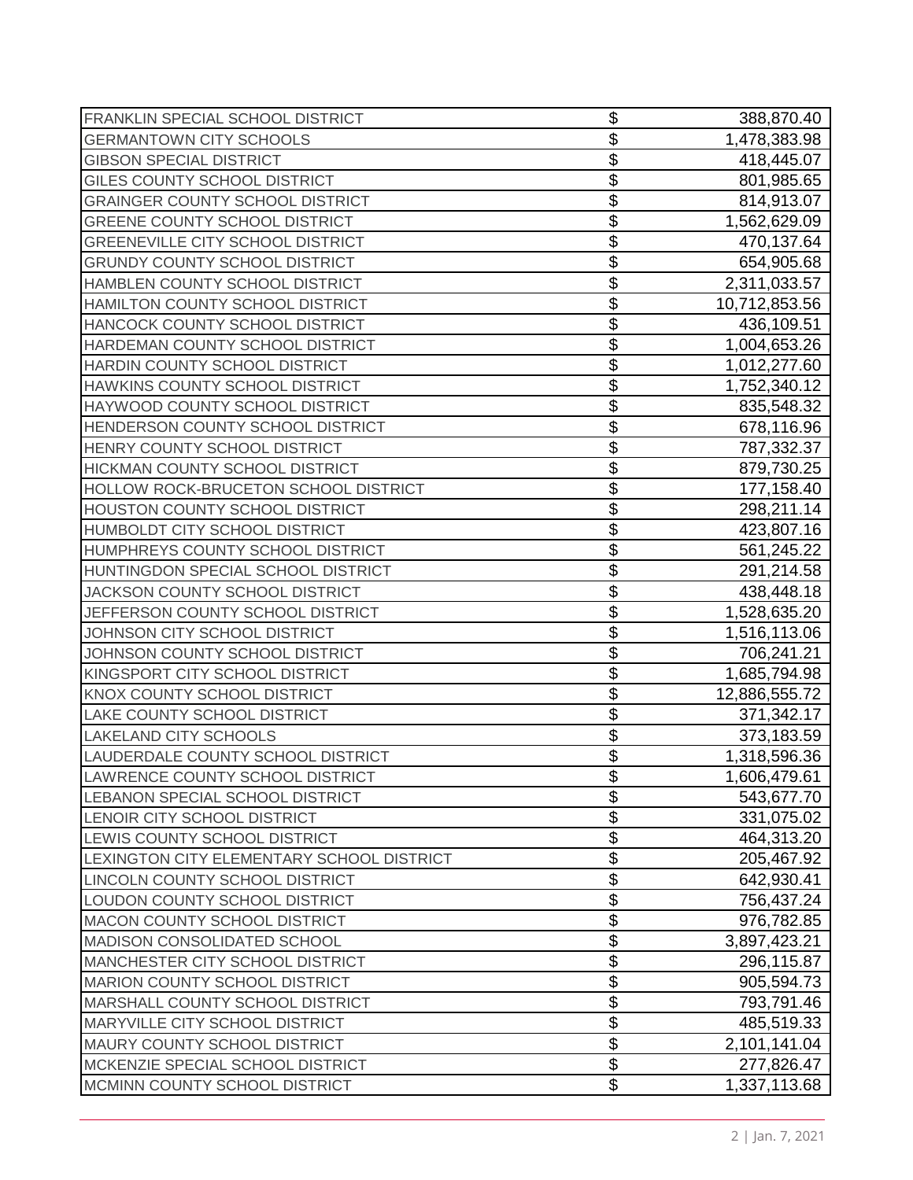| | | |
|---|---|---|
| FRANKLIN SPECIAL SCHOOL DISTRICT | $ | 388,870.40 |
| GERMANTOWN CITY SCHOOLS | $ | 1,478,383.98 |
| GIBSON SPECIAL DISTRICT | $ | 418,445.07 |
| GILES COUNTY SCHOOL DISTRICT | $ | 801,985.65 |
| GRAINGER COUNTY SCHOOL DISTRICT | $ | 814,913.07 |
| GREENE COUNTY SCHOOL DISTRICT | $ | 1,562,629.09 |
| GREENEVILLE CITY SCHOOL DISTRICT | $ | 470,137.64 |
| GRUNDY COUNTY SCHOOL DISTRICT | $ | 654,905.68 |
| HAMBLEN COUNTY SCHOOL DISTRICT | $ | 2,311,033.57 |
| HAMILTON COUNTY SCHOOL DISTRICT | $ | 10,712,853.56 |
| HANCOCK COUNTY SCHOOL DISTRICT | $ | 436,109.51 |
| HARDEMAN COUNTY SCHOOL DISTRICT | $ | 1,004,653.26 |
| HARDIN COUNTY SCHOOL DISTRICT | $ | 1,012,277.60 |
| HAWKINS COUNTY SCHOOL DISTRICT | $ | 1,752,340.12 |
| HAYWOOD COUNTY SCHOOL DISTRICT | $ | 835,548.32 |
| HENDERSON COUNTY SCHOOL DISTRICT | $ | 678,116.96 |
| HENRY COUNTY SCHOOL DISTRICT | $ | 787,332.37 |
| HICKMAN COUNTY SCHOOL DISTRICT | $ | 879,730.25 |
| HOLLOW ROCK-BRUCETON SCHOOL DISTRICT | $ | 177,158.40 |
| HOUSTON COUNTY SCHOOL DISTRICT | $ | 298,211.14 |
| HUMBOLDT CITY SCHOOL DISTRICT | $ | 423,807.16 |
| HUMPHREYS COUNTY SCHOOL DISTRICT | $ | 561,245.22 |
| HUNTINGDON SPECIAL SCHOOL DISTRICT | $ | 291,214.58 |
| JACKSON COUNTY SCHOOL DISTRICT | $ | 438,448.18 |
| JEFFERSON COUNTY SCHOOL DISTRICT | $ | 1,528,635.20 |
| JOHNSON CITY SCHOOL DISTRICT | $ | 1,516,113.06 |
| JOHNSON COUNTY SCHOOL DISTRICT | $ | 706,241.21 |
| KINGSPORT CITY SCHOOL DISTRICT | $ | 1,685,794.98 |
| KNOX COUNTY SCHOOL DISTRICT | $ | 12,886,555.72 |
| LAKE COUNTY SCHOOL DISTRICT | $ | 371,342.17 |
| LAKELAND CITY SCHOOLS | $ | 373,183.59 |
| LAUDERDALE COUNTY SCHOOL DISTRICT | $ | 1,318,596.36 |
| LAWRENCE COUNTY SCHOOL DISTRICT | $ | 1,606,479.61 |
| LEBANON SPECIAL SCHOOL DISTRICT | $ | 543,677.70 |
| LENOIR CITY SCHOOL DISTRICT | $ | 331,075.02 |
| LEWIS COUNTY SCHOOL DISTRICT | $ | 464,313.20 |
| LEXINGTON CITY ELEMENTARY SCHOOL DISTRICT | $ | 205,467.92 |
| LINCOLN COUNTY SCHOOL DISTRICT | $ | 642,930.41 |
| LOUDON COUNTY SCHOOL DISTRICT | $ | 756,437.24 |
| MACON COUNTY SCHOOL DISTRICT | $ | 976,782.85 |
| MADISON CONSOLIDATED SCHOOL | $ | 3,897,423.21 |
| MANCHESTER CITY SCHOOL DISTRICT | $ | 296,115.87 |
| MARION COUNTY SCHOOL DISTRICT | $ | 905,594.73 |
| MARSHALL COUNTY SCHOOL DISTRICT | $ | 793,791.46 |
| MARYVILLE CITY SCHOOL DISTRICT | $ | 485,519.33 |
| MAURY COUNTY SCHOOL DISTRICT | $ | 2,101,141.04 |
| MCKENZIE SPECIAL SCHOOL DISTRICT | $ | 277,826.47 |
| MCMINN COUNTY SCHOOL DISTRICT | $ | 1,337,113.68 |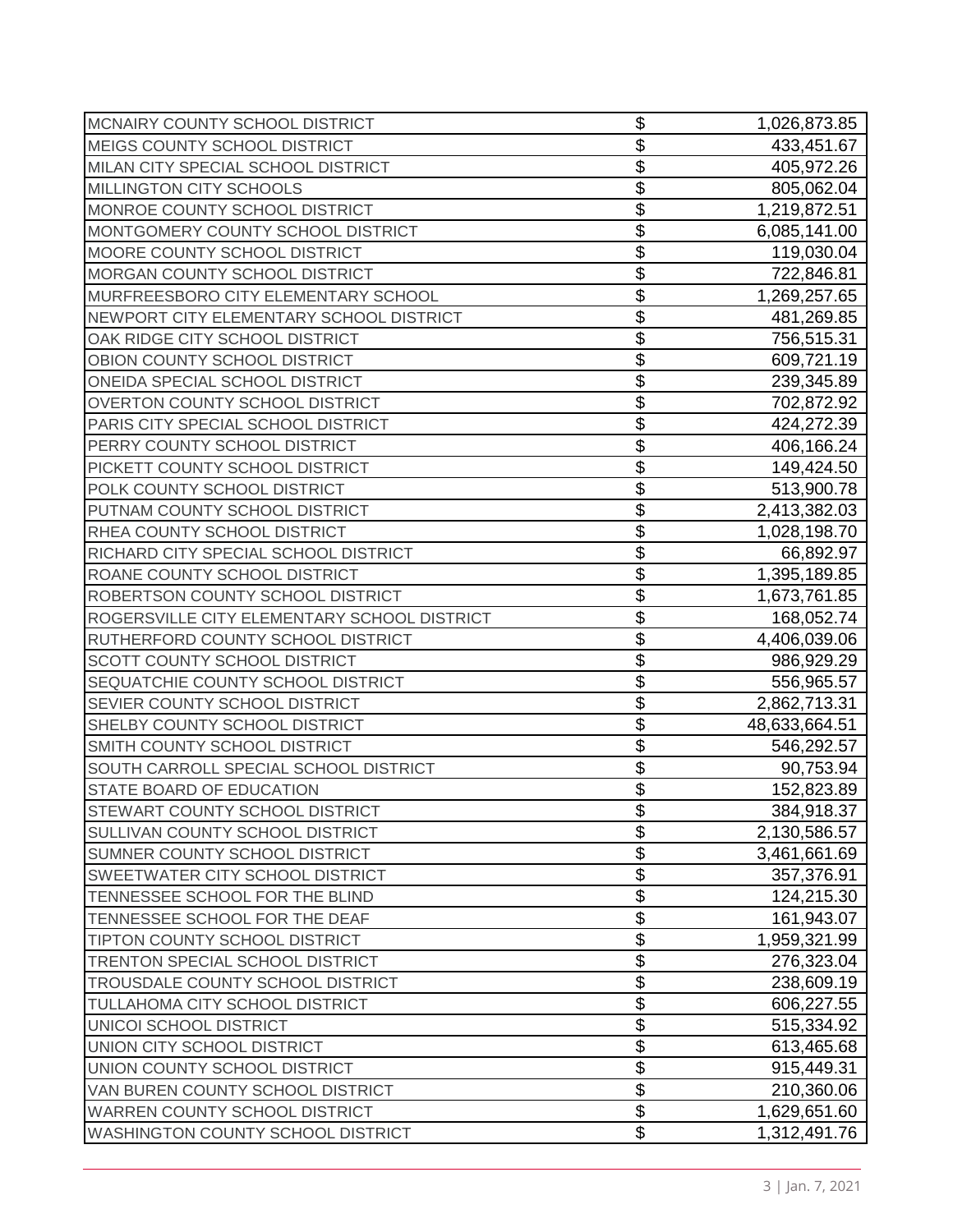| | | |
|---|---|---|
| MCNAIRY COUNTY SCHOOL DISTRICT | $ | 1,026,873.85 |
| MEIGS COUNTY SCHOOL DISTRICT | $ | 433,451.67 |
| MILAN CITY SPECIAL SCHOOL DISTRICT | $ | 405,972.26 |
| MILLINGTON CITY SCHOOLS | $ | 805,062.04 |
| MONROE COUNTY SCHOOL DISTRICT | $ | 1,219,872.51 |
| MONTGOMERY COUNTY SCHOOL DISTRICT | $ | 6,085,141.00 |
| MOORE COUNTY SCHOOL DISTRICT | $ | 119,030.04 |
| MORGAN COUNTY SCHOOL DISTRICT | $ | 722,846.81 |
| MURFREESBORO CITY ELEMENTARY SCHOOL | $ | 1,269,257.65 |
| NEWPORT CITY ELEMENTARY SCHOOL DISTRICT | $ | 481,269.85 |
| OAK RIDGE CITY SCHOOL DISTRICT | $ | 756,515.31 |
| OBION COUNTY SCHOOL DISTRICT | $ | 609,721.19 |
| ONEIDA SPECIAL SCHOOL DISTRICT | $ | 239,345.89 |
| OVERTON COUNTY SCHOOL DISTRICT | $ | 702,872.92 |
| PARIS CITY SPECIAL SCHOOL DISTRICT | $ | 424,272.39 |
| PERRY COUNTY SCHOOL DISTRICT | $ | 406,166.24 |
| PICKETT COUNTY SCHOOL DISTRICT | $ | 149,424.50 |
| POLK COUNTY SCHOOL DISTRICT | $ | 513,900.78 |
| PUTNAM COUNTY SCHOOL DISTRICT | $ | 2,413,382.03 |
| RHEA COUNTY SCHOOL DISTRICT | $ | 1,028,198.70 |
| RICHARD CITY SPECIAL SCHOOL DISTRICT | $ | 66,892.97 |
| ROANE COUNTY SCHOOL DISTRICT | $ | 1,395,189.85 |
| ROBERTSON COUNTY SCHOOL DISTRICT | $ | 1,673,761.85 |
| ROGERSVILLE CITY ELEMENTARY SCHOOL DISTRICT | $ | 168,052.74 |
| RUTHERFORD COUNTY SCHOOL DISTRICT | $ | 4,406,039.06 |
| SCOTT COUNTY SCHOOL DISTRICT | $ | 986,929.29 |
| SEQUATCHIE COUNTY SCHOOL DISTRICT | $ | 556,965.57 |
| SEVIER COUNTY SCHOOL DISTRICT | $ | 2,862,713.31 |
| SHELBY COUNTY SCHOOL DISTRICT | $ | 48,633,664.51 |
| SMITH COUNTY SCHOOL DISTRICT | $ | 546,292.57 |
| SOUTH CARROLL SPECIAL SCHOOL DISTRICT | $ | 90,753.94 |
| STATE BOARD OF EDUCATION | $ | 152,823.89 |
| STEWART COUNTY SCHOOL DISTRICT | $ | 384,918.37 |
| SULLIVAN COUNTY SCHOOL DISTRICT | $ | 2,130,586.57 |
| SUMNER COUNTY SCHOOL DISTRICT | $ | 3,461,661.69 |
| SWEETWATER CITY SCHOOL DISTRICT | $ | 357,376.91 |
| TENNESSEE SCHOOL FOR THE BLIND | $ | 124,215.30 |
| TENNESSEE SCHOOL FOR THE DEAF | $ | 161,943.07 |
| TIPTON COUNTY SCHOOL DISTRICT | $ | 1,959,321.99 |
| TRENTON SPECIAL SCHOOL DISTRICT | $ | 276,323.04 |
| TROUSDALE COUNTY SCHOOL DISTRICT | $ | 238,609.19 |
| TULLAHOMA CITY SCHOOL DISTRICT | $ | 606,227.55 |
| UNICOI SCHOOL DISTRICT | $ | 515,334.92 |
| UNION CITY SCHOOL DISTRICT | $ | 613,465.68 |
| UNION COUNTY SCHOOL DISTRICT | $ | 915,449.31 |
| VAN BUREN COUNTY SCHOOL DISTRICT | $ | 210,360.06 |
| WARREN COUNTY SCHOOL DISTRICT | $ | 1,629,651.60 |
| WASHINGTON COUNTY SCHOOL DISTRICT | $ | 1,312,491.76 |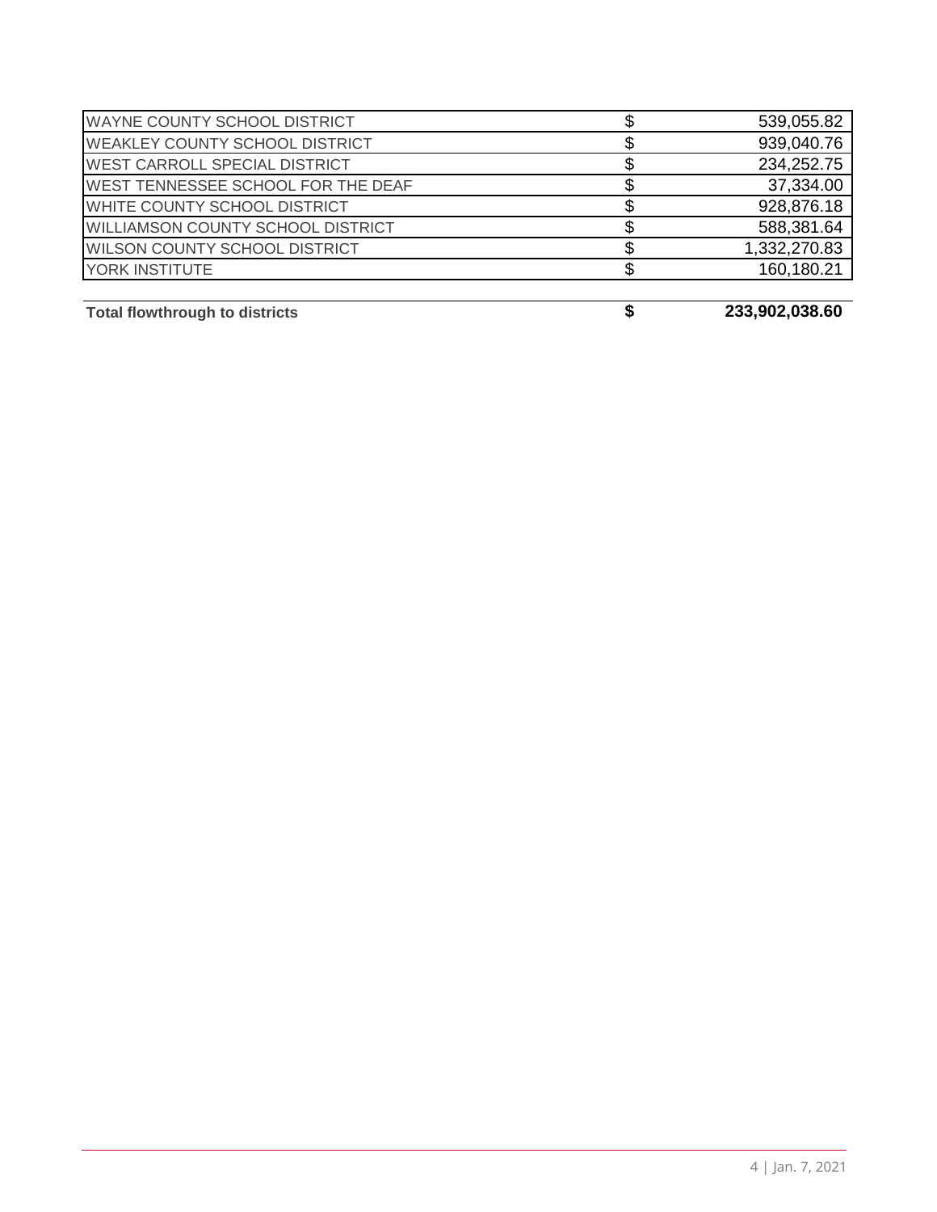| | | |
|---|---|---|
| WAYNE COUNTY SCHOOL DISTRICT | $ | 539,055.82 |
| WEAKLEY COUNTY SCHOOL DISTRICT | $ | 939,040.76 |
| WEST CARROLL SPECIAL DISTRICT | $ | 234,252.75 |
| WEST TENNESSEE SCHOOL FOR THE DEAF | $ | 37,334.00 |
| WHITE COUNTY SCHOOL DISTRICT | $ | 928,876.18 |
| WILLIAMSON COUNTY SCHOOL DISTRICT | $ | 588,381.64 |
| WILSON COUNTY SCHOOL DISTRICT | $ | 1,332,270.83 |
| YORK INSTITUTE | $ | 160,180.21 |
| **Total flowthrough to districts** | **$** | **233,902,038.60** |